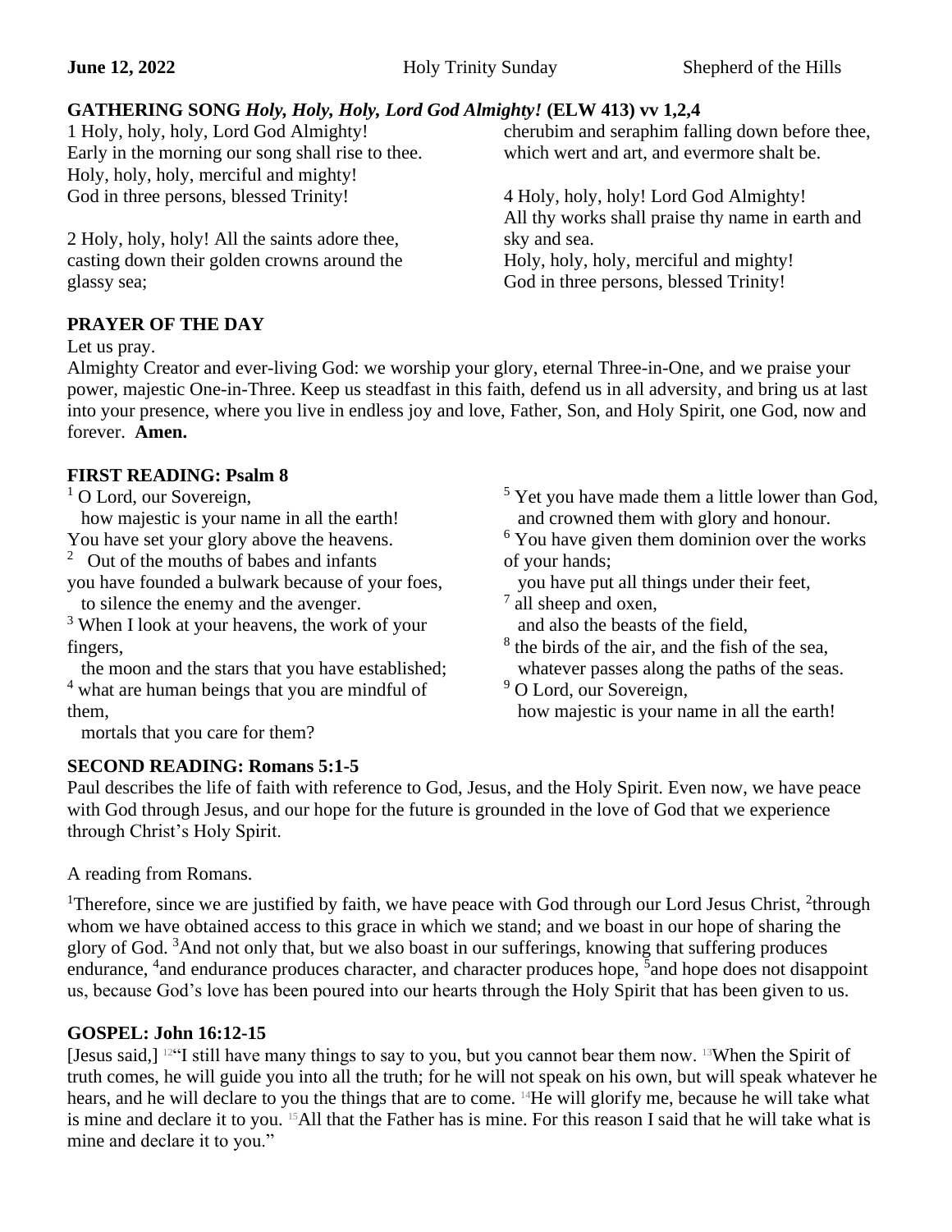**June 12, 2022** Holy Trinity Sunday Shepherd of the Hills

**GATHERING SONG *Holy, Holy, Holy, Lord God Almighty!* (ELW 413) vv 1,2,4**

1 Holy, holy, holy, Lord God Almighty!
Early in the morning our song shall rise to thee.
Holy, holy, holy, merciful and mighty!
God in three persons, blessed Trinity!

2 Holy, holy, holy! All the saints adore thee,
casting down their golden crowns around the glassy sea;
cherubim and seraphim falling down before thee,
which wert and art, and evermore shalt be.

4 Holy, holy, holy! Lord God Almighty!
All thy works shall praise thy name in earth and sky and sea.
Holy, holy, holy, merciful and mighty!
God in three persons, blessed Trinity!

**PRAYER OF THE DAY**

Let us pray.
Almighty Creator and ever-living God: we worship your glory, eternal Three-in-One, and we praise your power, majestic One-in-Three. Keep us steadfast in this faith, defend us in all adversity, and bring us at last into your presence, where you live in endless joy and love, Father, Son, and Holy Spirit, one God, now and forever. **Amen.**

**FIRST READING: Psalm 8**

[1] O Lord, our Sovereign,
 how majestic is your name in all the earth!
You have set your glory above the heavens.
[2] Out of the mouths of babes and infants
you have founded a bulwark because of your foes,
 to silence the enemy and the avenger.
[3] When I look at your heavens, the work of your fingers,
 the moon and the stars that you have established;
[4] what are human beings that you are mindful of them,
 mortals that you care for them?
[5] Yet you have made them a little lower than God,
 and crowned them with glory and honour.
[6] You have given them dominion over the works of your hands;
 you have put all things under their feet,
[7] all sheep and oxen,
 and also the beasts of the field,
[8] the birds of the air, and the fish of the sea,
 whatever passes along the paths of the seas.
[9] O Lord, our Sovereign,
 how majestic is your name in all the earth!

**SECOND READING: Romans 5:1-5**

Paul describes the life of faith with reference to God, Jesus, and the Holy Spirit. Even now, we have peace with God through Jesus, and our hope for the future is grounded in the love of God that we experience through Christ's Holy Spirit.

A reading from Romans.

[1]Therefore, since we are justified by faith, we have peace with God through our Lord Jesus Christ, [2]through whom we have obtained access to this grace in which we stand; and we boast in our hope of sharing the glory of God. [3]And not only that, but we also boast in our sufferings, knowing that suffering produces endurance, [4]and endurance produces character, and character produces hope, [5]and hope does not disappoint us, because God's love has been poured into our hearts through the Holy Spirit that has been given to us.

**GOSPEL: John 16:12-15**

[Jesus said,] [12]"I still have many things to say to you, but you cannot bear them now. [13]When the Spirit of truth comes, he will guide you into all the truth; for he will not speak on his own, but will speak whatever he hears, and he will declare to you the things that are to come. [14]He will glorify me, because he will take what is mine and declare it to you. [15]All that the Father has is mine. For this reason I said that he will take what is mine and declare it to you."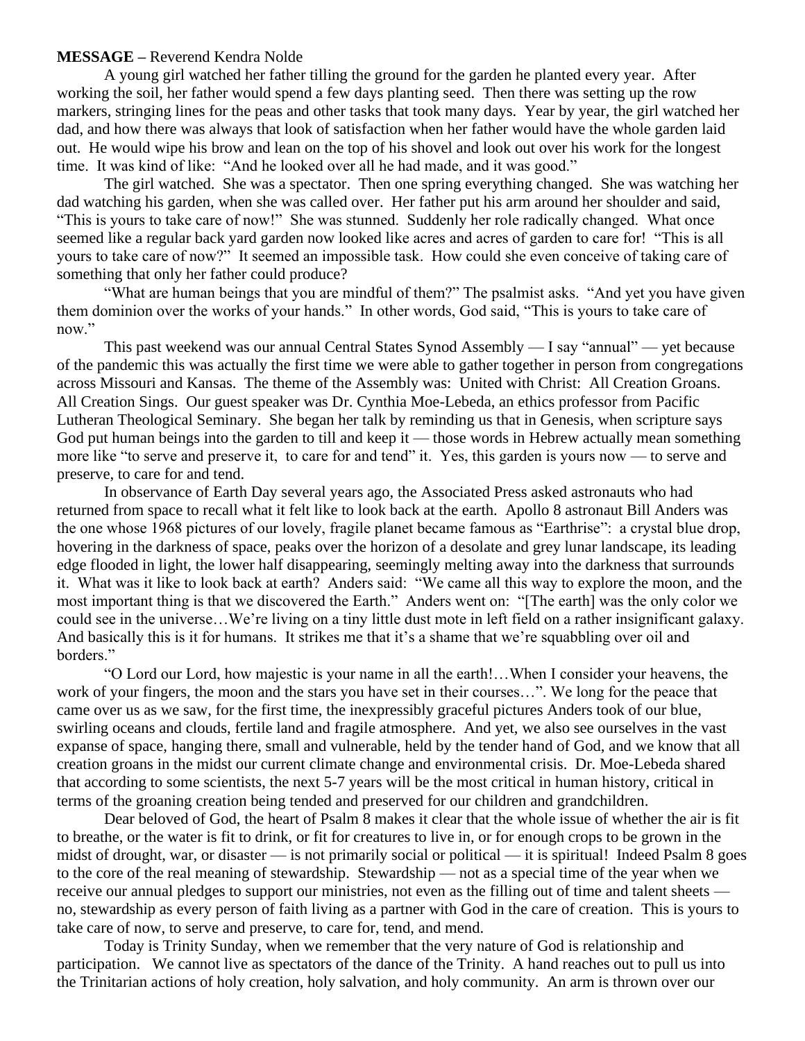**MESSAGE –** Reverend Kendra Nolde

A young girl watched her father tilling the ground for the garden he planted every year. After working the soil, her father would spend a few days planting seed. Then there was setting up the row markers, stringing lines for the peas and other tasks that took many days. Year by year, the girl watched her dad, and how there was always that look of satisfaction when her father would have the whole garden laid out. He would wipe his brow and lean on the top of his shovel and look out over his work for the longest time. It was kind of like: "And he looked over all he had made, and it was good."

The girl watched. She was a spectator. Then one spring everything changed. She was watching her dad watching his garden, when she was called over. Her father put his arm around her shoulder and said, "This is yours to take care of now!" She was stunned. Suddenly her role radically changed. What once seemed like a regular back yard garden now looked like acres and acres of garden to care for! "This is all yours to take care of now?" It seemed an impossible task. How could she even conceive of taking care of something that only her father could produce?

"What are human beings that you are mindful of them?" The psalmist asks. "And yet you have given them dominion over the works of your hands." In other words, God said, "This is yours to take care of now."

This past weekend was our annual Central States Synod Assembly — I say "annual" — yet because of the pandemic this was actually the first time we were able to gather together in person from congregations across Missouri and Kansas. The theme of the Assembly was: United with Christ: All Creation Groans. All Creation Sings. Our guest speaker was Dr. Cynthia Moe-Lebeda, an ethics professor from Pacific Lutheran Theological Seminary. She began her talk by reminding us that in Genesis, when scripture says God put human beings into the garden to till and keep it — those words in Hebrew actually mean something more like "to serve and preserve it, to care for and tend" it. Yes, this garden is yours now — to serve and preserve, to care for and tend.

In observance of Earth Day several years ago, the Associated Press asked astronauts who had returned from space to recall what it felt like to look back at the earth. Apollo 8 astronaut Bill Anders was the one whose 1968 pictures of our lovely, fragile planet became famous as "Earthrise": a crystal blue drop, hovering in the darkness of space, peaks over the horizon of a desolate and grey lunar landscape, its leading edge flooded in light, the lower half disappearing, seemingly melting away into the darkness that surrounds it. What was it like to look back at earth? Anders said: "We came all this way to explore the moon, and the most important thing is that we discovered the Earth." Anders went on: "[The earth] was the only color we could see in the universe…We're living on a tiny little dust mote in left field on a rather insignificant galaxy. And basically this is it for humans. It strikes me that it's a shame that we're squabbling over oil and borders."

"O Lord our Lord, how majestic is your name in all the earth!…When I consider your heavens, the work of your fingers, the moon and the stars you have set in their courses…". We long for the peace that came over us as we saw, for the first time, the inexpressibly graceful pictures Anders took of our blue, swirling oceans and clouds, fertile land and fragile atmosphere. And yet, we also see ourselves in the vast expanse of space, hanging there, small and vulnerable, held by the tender hand of God, and we know that all creation groans in the midst our current climate change and environmental crisis. Dr. Moe-Lebeda shared that according to some scientists, the next 5-7 years will be the most critical in human history, critical in terms of the groaning creation being tended and preserved for our children and grandchildren.

Dear beloved of God, the heart of Psalm 8 makes it clear that the whole issue of whether the air is fit to breathe, or the water is fit to drink, or fit for creatures to live in, or for enough crops to be grown in the midst of drought, war, or disaster — is not primarily social or political — it is spiritual! Indeed Psalm 8 goes to the core of the real meaning of stewardship. Stewardship — not as a special time of the year when we receive our annual pledges to support our ministries, not even as the filling out of time and talent sheets — no, stewardship as every person of faith living as a partner with God in the care of creation. This is yours to take care of now, to serve and preserve, to care for, tend, and mend.

Today is Trinity Sunday, when we remember that the very nature of God is relationship and participation. We cannot live as spectators of the dance of the Trinity. A hand reaches out to pull us into the Trinitarian actions of holy creation, holy salvation, and holy community. An arm is thrown over our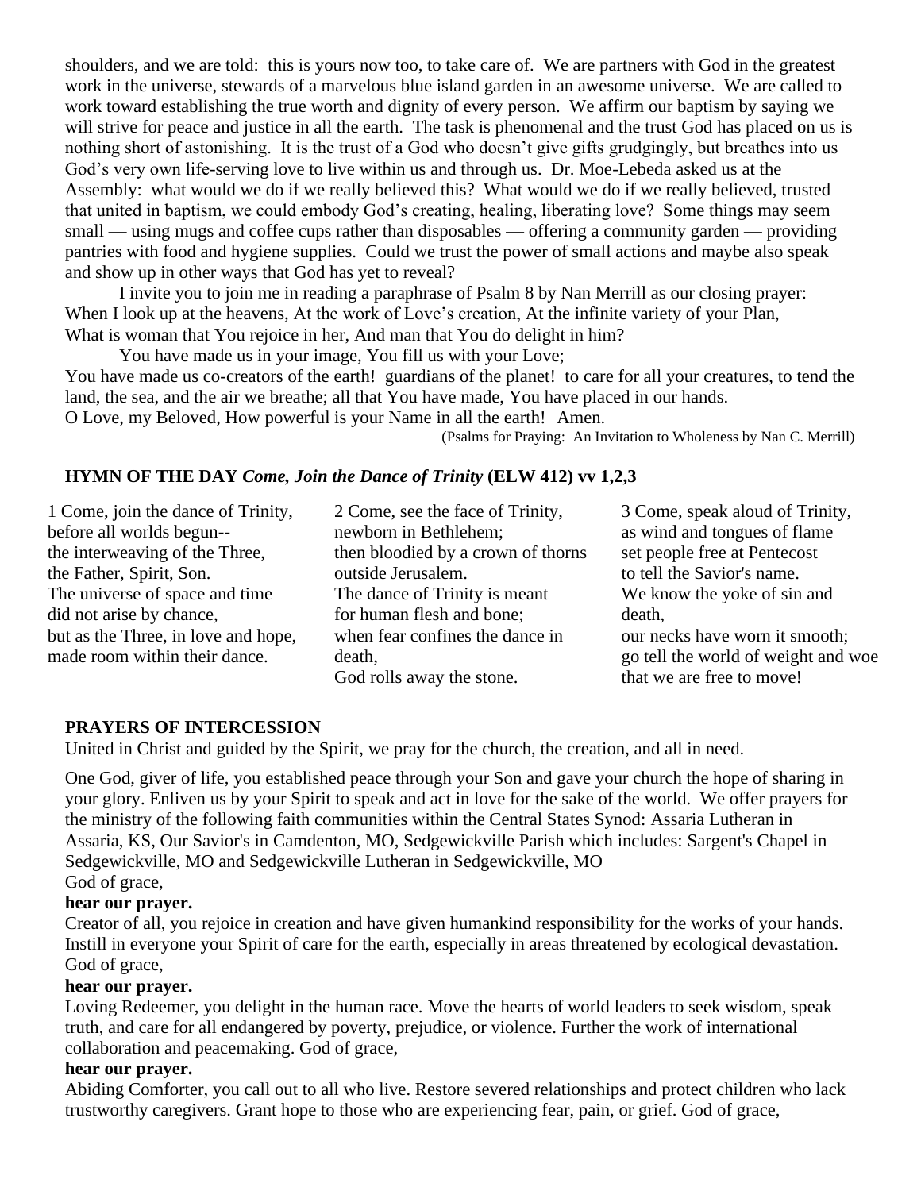shoulders, and we are told: this is yours now too, to take care of. We are partners with God in the greatest work in the universe, stewards of a marvelous blue island garden in an awesome universe. We are called to work toward establishing the true worth and dignity of every person. We affirm our baptism by saying we will strive for peace and justice in all the earth. The task is phenomenal and the trust God has placed on us is nothing short of astonishing. It is the trust of a God who doesn't give gifts grudgingly, but breathes into us God's very own life-serving love to live within us and through us. Dr. Moe-Lebeda asked us at the Assembly: what would we do if we really believed this? What would we do if we really believed, trusted that united in baptism, we could embody God's creating, healing, liberating love? Some things may seem small — using mugs and coffee cups rather than disposables — offering a community garden — providing pantries with food and hygiene supplies. Could we trust the power of small actions and maybe also speak and show up in other ways that God has yet to reveal?

I invite you to join me in reading a paraphrase of Psalm 8 by Nan Merrill as our closing prayer:
When I look up at the heavens, At the work of Love's creation, At the infinite variety of your Plan,
What is woman that You rejoice in her, And man that You do delight in him?

You have made us in your image, You fill us with your Love;
You have made us co-creators of the earth! guardians of the planet! to care for all your creatures, to tend the land, the sea, and the air we breathe; all that You have made, You have placed in our hands.
O Love, my Beloved, How powerful is your Name in all the earth! Amen.

(Psalms for Praying: An Invitation to Wholeness by Nan C. Merrill)

**HYMN OF THE DAY** ***Come, Join the Dance of Trinity*** **(ELW 412) vv 1,2,3**

1 Come, join the dance of Trinity,
before all worlds begun--
the interweaving of the Three,
the Father, Spirit, Son.
The universe of space and time
did not arise by chance,
but as the Three, in love and hope,
made room within their dance.

2 Come, see the face of Trinity,
newborn in Bethlehem;
then bloodied by a crown of thorns
outside Jerusalem.
The dance of Trinity is meant
for human flesh and bone;
when fear confines the dance in death,
God rolls away the stone.

3 Come, speak aloud of Trinity,
as wind and tongues of flame
set people free at Pentecost
to tell the Savior's name.
We know the yoke of sin and death,
our necks have worn it smooth;
go tell the world of weight and woe
that we are free to move!

**PRAYERS OF INTERCESSION**

United in Christ and guided by the Spirit, we pray for the church, the creation, and all in need.

One God, giver of life, you established peace through your Son and gave your church the hope of sharing in your glory. Enliven us by your Spirit to speak and act in love for the sake of the world. We offer prayers for the ministry of the following faith communities within the Central States Synod: Assaria Lutheran in Assaria, KS, Our Savior's in Camdenton, MO, Sedgewickville Parish which includes: Sargent's Chapel in Sedgewickville, MO and Sedgewickville Lutheran in Sedgewickville, MO
God of grace,
**hear our prayer.**

Creator of all, you rejoice in creation and have given humankind responsibility for the works of your hands. Instill in everyone your Spirit of care for the earth, especially in areas threatened by ecological devastation. God of grace,
**hear our prayer.**

Loving Redeemer, you delight in the human race. Move the hearts of world leaders to seek wisdom, speak truth, and care for all endangered by poverty, prejudice, or violence. Further the work of international collaboration and peacemaking. God of grace,
**hear our prayer.**

Abiding Comforter, you call out to all who live. Restore severed relationships and protect children who lack trustworthy caregivers. Grant hope to those who are experiencing fear, pain, or grief. God of grace,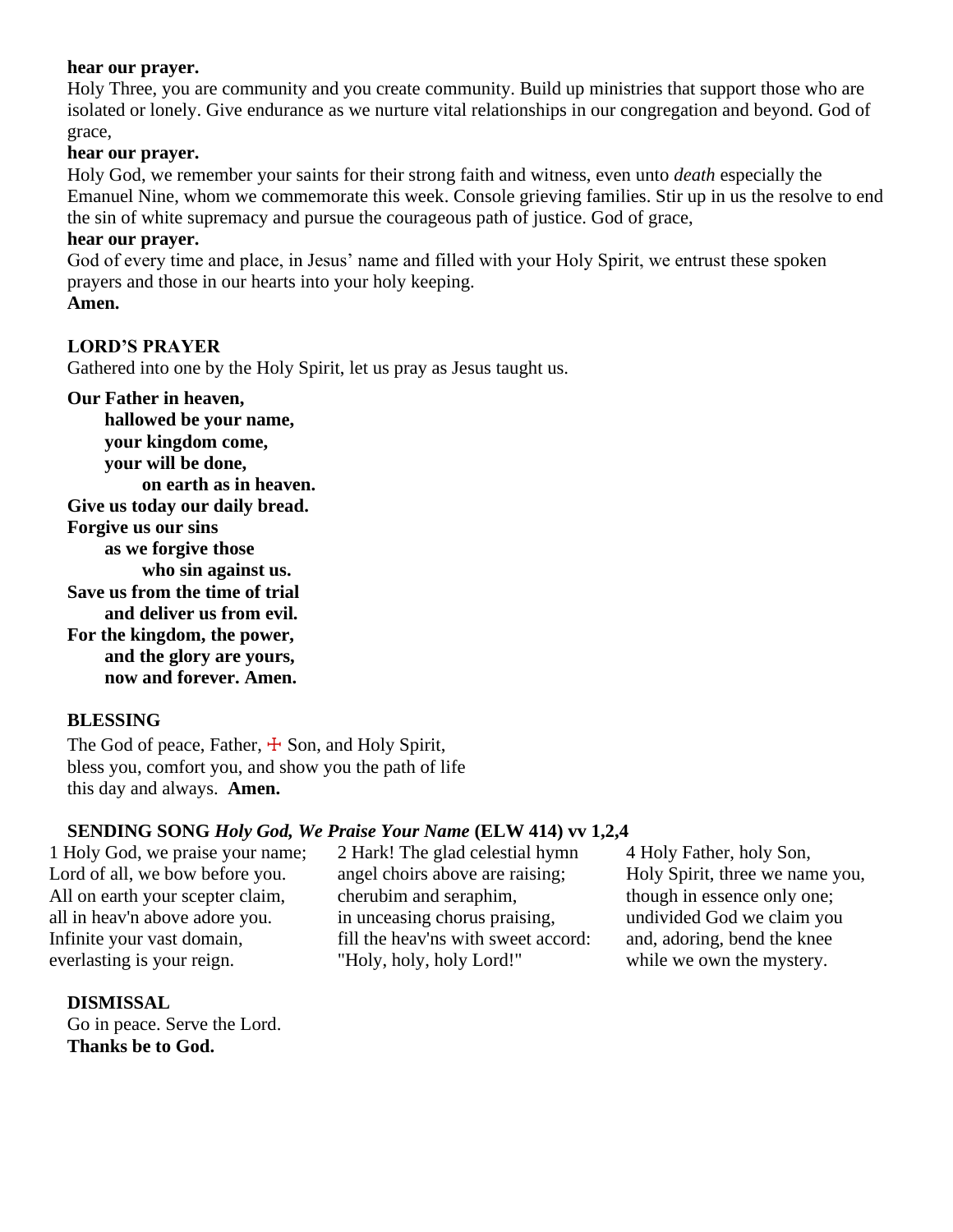**hear our prayer.**

Holy Three, you are community and you create community. Build up ministries that support those who are isolated or lonely. Give endurance as we nurture vital relationships in our congregation and beyond. God of grace,

**hear our prayer.**

Holy God, we remember your saints for their strong faith and witness, even unto *death* especially the Emanuel Nine, whom we commemorate this week. Console grieving families. Stir up in us the resolve to end the sin of white supremacy and pursue the courageous path of justice. God of grace,

**hear our prayer.**

God of every time and place, in Jesus' name and filled with your Holy Spirit, we entrust these spoken prayers and those in our hearts into your holy keeping.

**Amen.**

**LORD'S PRAYER**

Gathered into one by the Holy Spirit, let us pray as Jesus taught us.

**Our Father in heaven,**
**hallowed be your name,**
**your kingdom come,**
**your will be done,**
**on earth as in heaven.**
**Give us today our daily bread.**
**Forgive us our sins**
**as we forgive those**
**who sin against us.**
**Save us from the time of trial**
**and deliver us from evil.**
**For the kingdom, the power,**
**and the glory are yours,**
**now and forever. Amen.**

**BLESSING**

The God of peace, Father, ☩ Son, and Holy Spirit,
bless you, comfort you, and show you the path of life
this day and always. **Amen.**

**SENDING SONG** ***Holy God, We Praise Your Name*** **(ELW 414) vv 1,2,4**

1 Holy God, we praise your name;
Lord of all, we bow before you.
All on earth your scepter claim,
all in heav'n above adore you.
Infinite your vast domain,
everlasting is your reign.

2 Hark! The glad celestial hymn
angel choirs above are raising;
cherubim and seraphim,
in unceasing chorus praising,
fill the heav'ns with sweet accord:
"Holy, holy, holy Lord!"

4 Holy Father, holy Son,
Holy Spirit, three we name you,
though in essence only one;
undivided God we claim you
and, adoring, bend the knee
while we own the mystery.

**DISMISSAL**

Go in peace. Serve the Lord.
**Thanks be to God.**